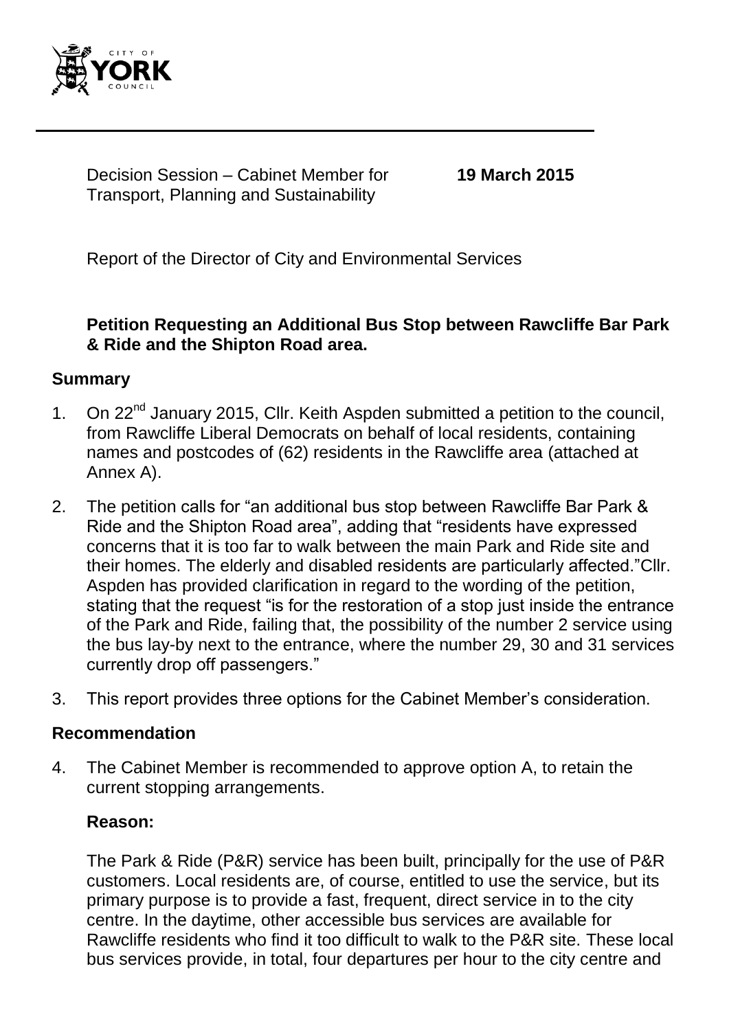CITY OF YORK COUNCIL

Decision Session – Cabinet Member for Transport, Planning and Sustainability

**19 March 2015**

Report of the Director of City and Environmental Services

**Petition Requesting an Additional Bus Stop between Rawcliffe Bar Park & Ride and the Shipton Road area.**

## Summary

1. On 22nd January 2015, Cllr. Keith Aspden submitted a petition to the council, from Rawcliffe Liberal Democrats on behalf of local residents, containing names and postcodes of (62) residents in the Rawcliffe area (attached at Annex A).

2. The petition calls for "an additional bus stop between Rawcliffe Bar Park & Ride and the Shipton Road area", adding that "residents have expressed concerns that it is too far to walk between the main Park and Ride site and their homes. The elderly and disabled residents are particularly affected."Cllr. Aspden has provided clarification in regard to the wording of the petition, stating that the request "is for the restoration of a stop just inside the entrance of the Park and Ride, failing that, the possibility of the number 2 service using the bus lay-by next to the entrance, where the number 29, 30 and 31 services currently drop off passengers."

3. This report provides three options for the Cabinet Member's consideration.

## Recommendation

4. The Cabinet Member is recommended to approve option A, to retain the current stopping arrangements.

   **Reason:**

   The Park & Ride (P&R) service has been built, principally for the use of P&R customers. Local residents are, of course, entitled to use the service, but its primary purpose is to provide a fast, frequent, direct service in to the city centre. In the daytime, other accessible bus services are available for Rawcliffe residents who find it too difficult to walk to the P&R site. These local bus services provide, in total, four departures per hour to the city centre and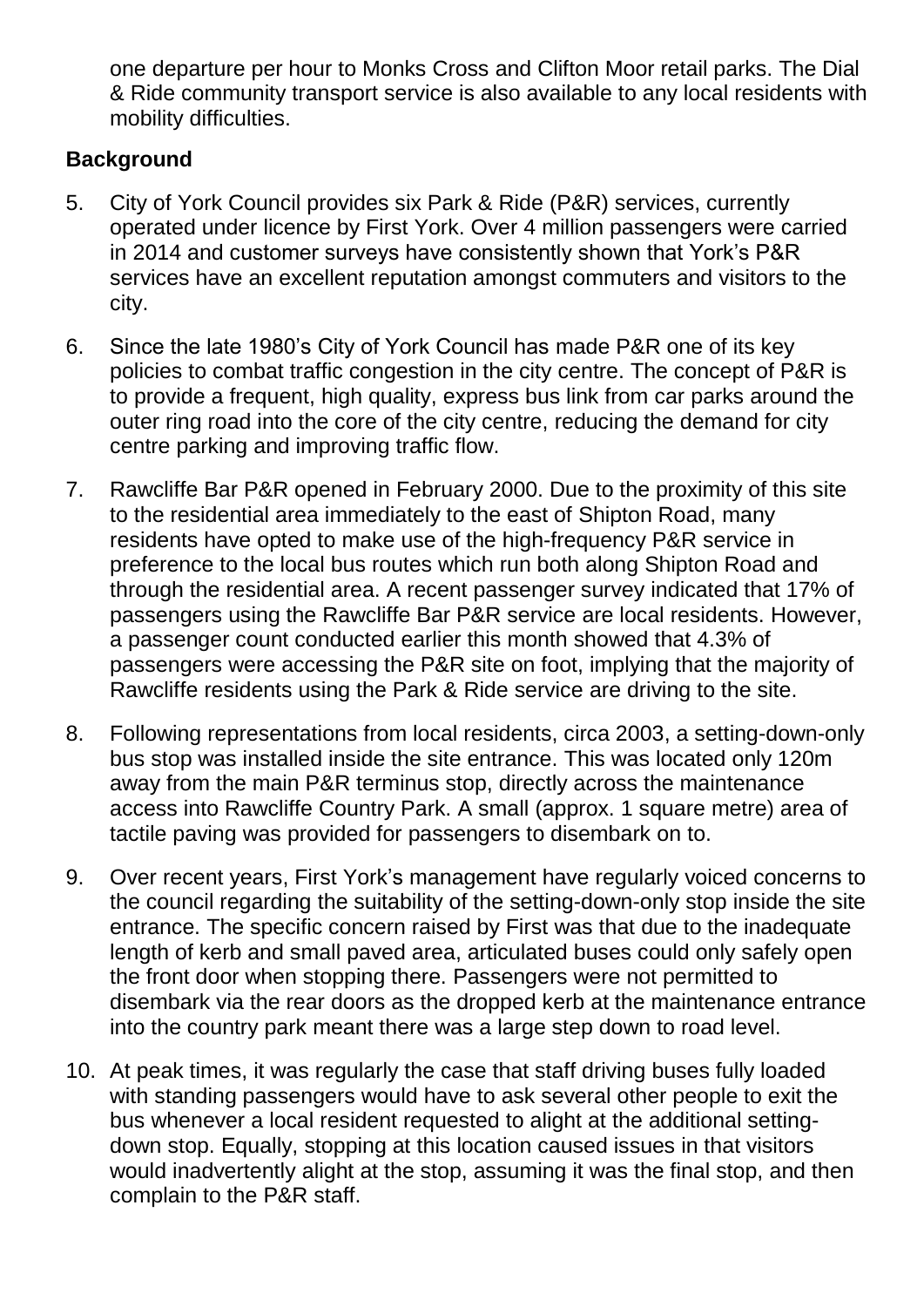one departure per hour to Monks Cross and Clifton Moor retail parks. The Dial & Ride community transport service is also available to any local residents with mobility difficulties.

## Background

5. City of York Council provides six Park & Ride (P&R) services, currently operated under licence by First York. Over 4 million passengers were carried in 2014 and customer surveys have consistently shown that York's P&R services have an excellent reputation amongst commuters and visitors to the city.

6. Since the late 1980's City of York Council has made P&R one of its key policies to combat traffic congestion in the city centre. The concept of P&R is to provide a frequent, high quality, express bus link from car parks around the outer ring road into the core of the city centre, reducing the demand for city centre parking and improving traffic flow.

7. Rawcliffe Bar P&R opened in February 2000. Due to the proximity of this site to the residential area immediately to the east of Shipton Road, many residents have opted to make use of the high-frequency P&R service in preference to the local bus routes which run both along Shipton Road and through the residential area. A recent passenger survey indicated that 17% of passengers using the Rawcliffe Bar P&R service are local residents. However, a passenger count conducted earlier this month showed that 4.3% of passengers were accessing the P&R site on foot, implying that the majority of Rawcliffe residents using the Park & Ride service are driving to the site.

8. Following representations from local residents, circa 2003, a setting-down-only bus stop was installed inside the site entrance. This was located only 120m away from the main P&R terminus stop, directly across the maintenance access into Rawcliffe Country Park. A small (approx. 1 square metre) area of tactile paving was provided for passengers to disembark on to.

9. Over recent years, First York's management have regularly voiced concerns to the council regarding the suitability of the setting-down-only stop inside the site entrance. The specific concern raised by First was that due to the inadequate length of kerb and small paved area, articulated buses could only safely open the front door when stopping there. Passengers were not permitted to disembark via the rear doors as the dropped kerb at the maintenance entrance into the country park meant there was a large step down to road level.

10. At peak times, it was regularly the case that staff driving buses fully loaded with standing passengers would have to ask several other people to exit the bus whenever a local resident requested to alight at the additional setting-down stop. Equally, stopping at this location caused issues in that visitors would inadvertently alight at the stop, assuming it was the final stop, and then complain to the P&R staff.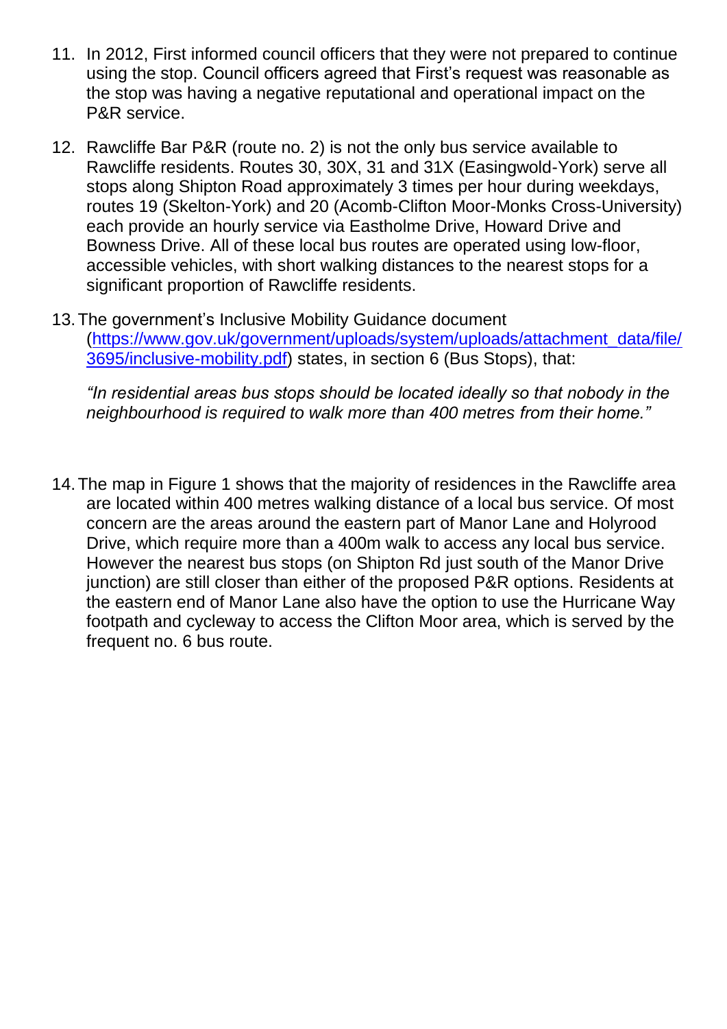11. In 2012, First informed council officers that they were not prepared to continue using the stop. Council officers agreed that First's request was reasonable as the stop was having a negative reputational and operational impact on the P&R service.

12. Rawcliffe Bar P&R (route no. 2) is not the only bus service available to Rawcliffe residents. Routes 30, 30X, 31 and 31X (Easingwold-York) serve all stops along Shipton Road approximately 3 times per hour during weekdays, routes 19 (Skelton-York) and 20 (Acomb-Clifton Moor-Monks Cross-University) each provide an hourly service via Eastholme Drive, Howard Drive and Bowness Drive. All of these local bus routes are operated using low-floor, accessible vehicles, with short walking distances to the nearest stops for a significant proportion of Rawcliffe residents.

13. The government's Inclusive Mobility Guidance document ([https://www.gov.uk/government/uploads/system/uploads/attachment_data/file/3695/inclusive-mobility.pdf](https://www.gov.uk/government/uploads/system/uploads/attachment_data/file/3695/inclusive-mobility.pdf)) states, in section 6 (Bus Stops), that:

    *"In residential areas bus stops should be located ideally so that nobody in the neighbourhood is required to walk more than 400 metres from their home."*

14. The map in Figure 1 shows that the majority of residences in the Rawcliffe area are located within 400 metres walking distance of a local bus service. Of most concern are the areas around the eastern part of Manor Lane and Holyrood Drive, which require more than a 400m walk to access any local bus service. However the nearest bus stops (on Shipton Rd just south of the Manor Drive junction) are still closer than either of the proposed P&R options. Residents at the eastern end of Manor Lane also have the option to use the Hurricane Way footpath and cycleway to access the Clifton Moor area, which is served by the frequent no. 6 bus route.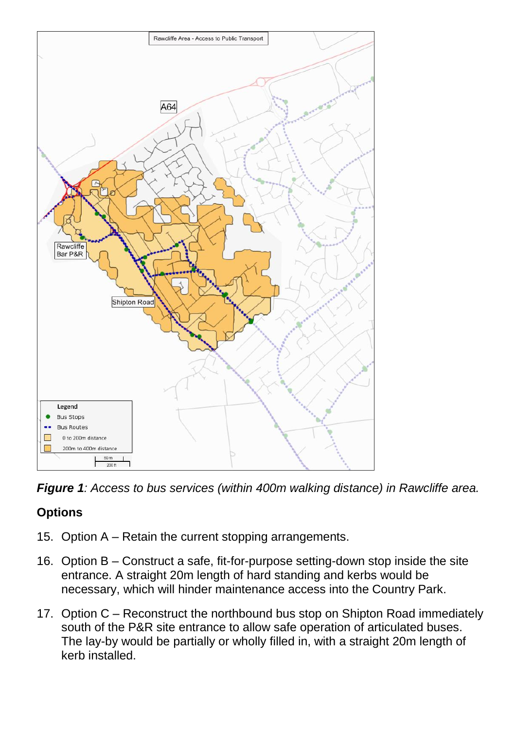Rawcliffe Area - Access to Public Transport

A64

Rawcliffe Bar P&R

Shipton Road

Legend

Bus Stops

Bus Routes

0 to 200m distance

200m to 400m distance

50 m

200 ft

***Figure 1****: Access to bus services (within 400m walking distance) in Rawcliffe area.*

**Options**

15. Option A – Retain the current stopping arrangements.

16. Option B – Construct a safe, fit-for-purpose setting-down stop inside the site entrance. A straight 20m length of hard standing and kerbs would be necessary, which will hinder maintenance access into the Country Park.

17. Option C – Reconstruct the northbound bus stop on Shipton Road immediately south of the P&R site entrance to allow safe operation of articulated buses. The lay-by would be partially or wholly filled in, with a straight 20m length of kerb installed.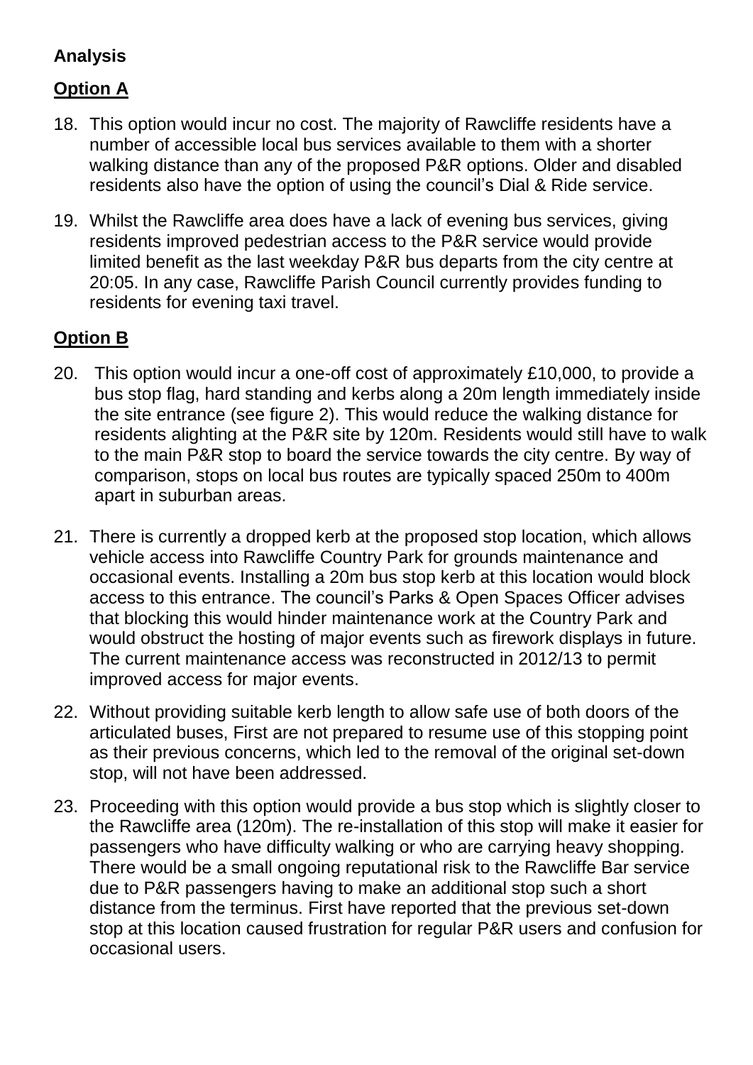**Analysis**

**Option A**

18. This option would incur no cost. The majority of Rawcliffe residents have a number of accessible local bus services available to them with a shorter walking distance than any of the proposed P&R options. Older and disabled residents also have the option of using the council's Dial & Ride service.

19. Whilst the Rawcliffe area does have a lack of evening bus services, giving residents improved pedestrian access to the P&R service would provide limited benefit as the last weekday P&R bus departs from the city centre at 20:05. In any case, Rawcliffe Parish Council currently provides funding to residents for evening taxi travel.

**Option B**

20. This option would incur a one-off cost of approximately £10,000, to provide a bus stop flag, hard standing and kerbs along a 20m length immediately inside the site entrance (see figure 2). This would reduce the walking distance for residents alighting at the P&R site by 120m. Residents would still have to walk to the main P&R stop to board the service towards the city centre. By way of comparison, stops on local bus routes are typically spaced 250m to 400m apart in suburban areas.

21. There is currently a dropped kerb at the proposed stop location, which allows vehicle access into Rawcliffe Country Park for grounds maintenance and occasional events. Installing a 20m bus stop kerb at this location would block access to this entrance. The council's Parks & Open Spaces Officer advises that blocking this would hinder maintenance work at the Country Park and would obstruct the hosting of major events such as firework displays in future. The current maintenance access was reconstructed in 2012/13 to permit improved access for major events.

22. Without providing suitable kerb length to allow safe use of both doors of the articulated buses, First are not prepared to resume use of this stopping point as their previous concerns, which led to the removal of the original set-down stop, will not have been addressed.

23. Proceeding with this option would provide a bus stop which is slightly closer to the Rawcliffe area (120m). The re-installation of this stop will make it easier for passengers who have difficulty walking or who are carrying heavy shopping. There would be a small ongoing reputational risk to the Rawcliffe Bar service due to P&R passengers having to make an additional stop such a short distance from the terminus. First have reported that the previous set-down stop at this location caused frustration for regular P&R users and confusion for occasional users.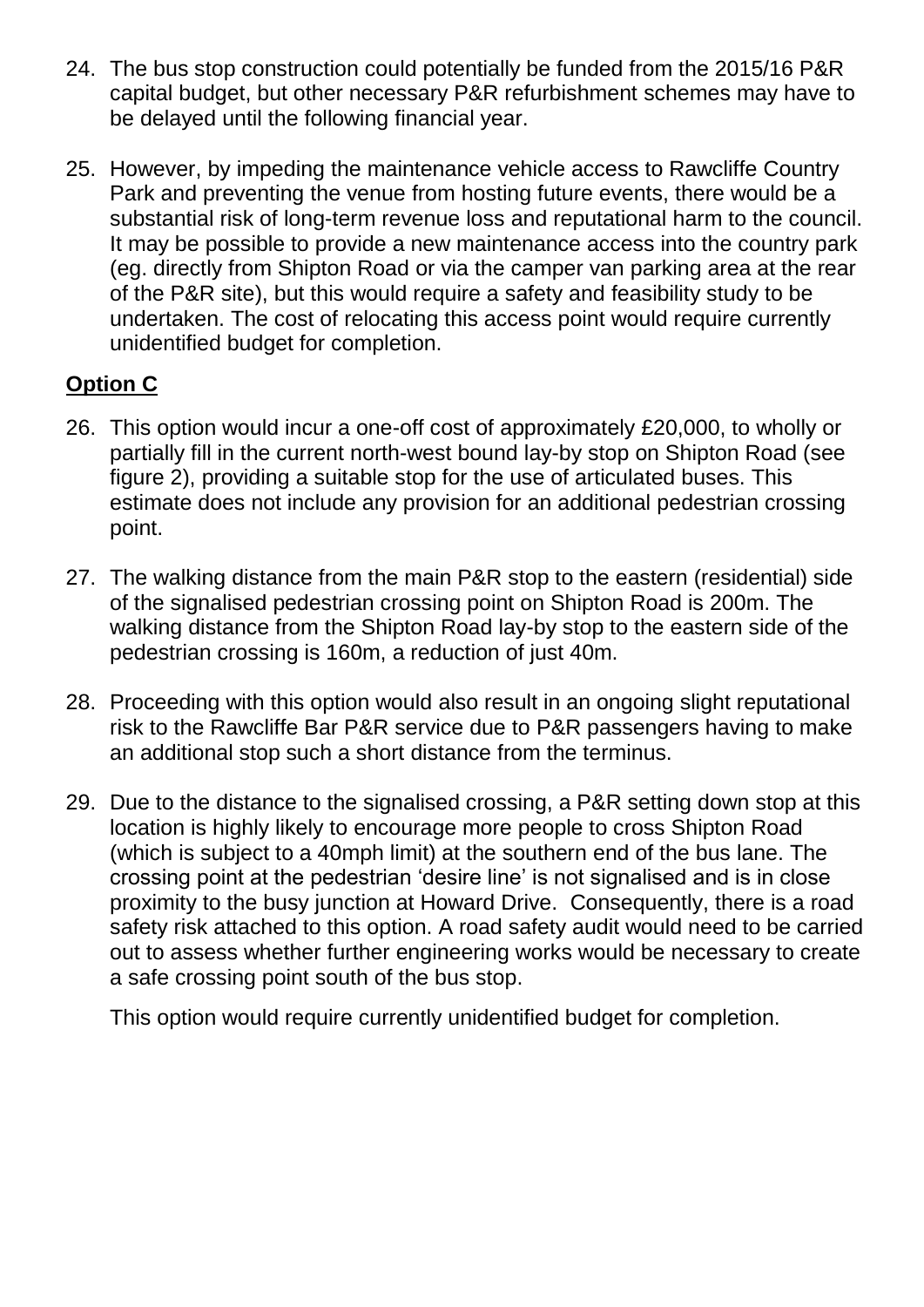24. The bus stop construction could potentially be funded from the 2015/16 P&R capital budget, but other necessary P&R refurbishment schemes may have to be delayed until the following financial year.

25. However, by impeding the maintenance vehicle access to Rawcliffe Country Park and preventing the venue from hosting future events, there would be a substantial risk of long-term revenue loss and reputational harm to the council. It may be possible to provide a new maintenance access into the country park (eg. directly from Shipton Road or via the camper van parking area at the rear of the P&R site), but this would require a safety and feasibility study to be undertaken. The cost of relocating this access point would require currently unidentified budget for completion.

**Option C**

26. This option would incur a one-off cost of approximately £20,000, to wholly or partially fill in the current north-west bound lay-by stop on Shipton Road (see figure 2), providing a suitable stop for the use of articulated buses. This estimate does not include any provision for an additional pedestrian crossing point.

27. The walking distance from the main P&R stop to the eastern (residential) side of the signalised pedestrian crossing point on Shipton Road is 200m. The walking distance from the Shipton Road lay-by stop to the eastern side of the pedestrian crossing is 160m, a reduction of just 40m.

28. Proceeding with this option would also result in an ongoing slight reputational risk to the Rawcliffe Bar P&R service due to P&R passengers having to make an additional stop such a short distance from the terminus.

29. Due to the distance to the signalised crossing, a P&R setting down stop at this location is highly likely to encourage more people to cross Shipton Road (which is subject to a 40mph limit) at the southern end of the bus lane. The crossing point at the pedestrian 'desire line' is not signalised and is in close proximity to the busy junction at Howard Drive. Consequently, there is a road safety risk attached to this option. A road safety audit would need to be carried out to assess whether further engineering works would be necessary to create a safe crossing point south of the bus stop.

    This option would require currently unidentified budget for completion.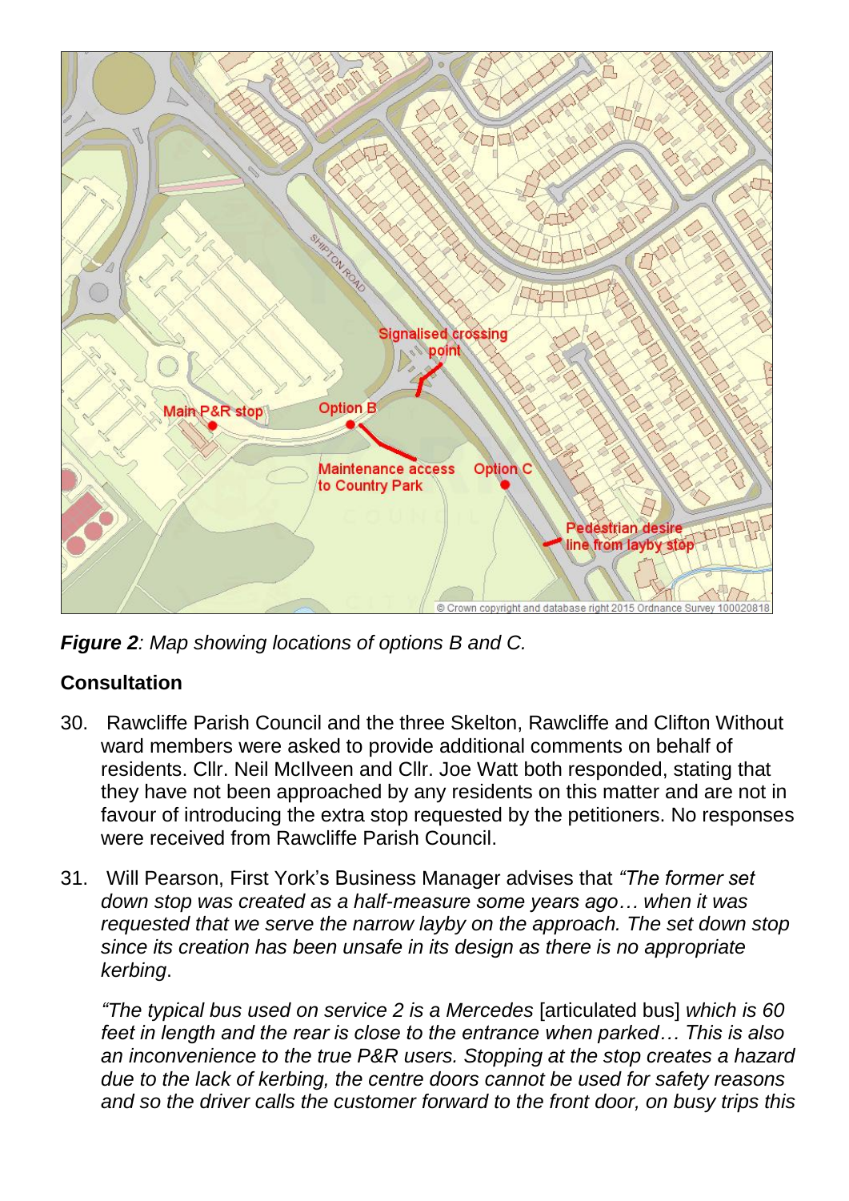***Figure 2**: Map showing locations of options B and C.*

**Consultation**

30. Rawcliffe Parish Council and the three Skelton, Rawcliffe and Clifton Without ward members were asked to provide additional comments on behalf of residents. Cllr. Neil McIlveen and Cllr. Joe Watt both responded, stating that they have not been approached by any residents on this matter and are not in favour of introducing the extra stop requested by the petitioners. No responses were received from Rawcliffe Parish Council.

31. Will Pearson, First York's Business Manager advises that *"The former set down stop was created as a half-measure some years ago… when it was requested that we serve the narrow layby on the approach. The set down stop since its creation has been unsafe in its design as there is no appropriate kerbing*.

    *"The typical bus used on service 2 is a Mercedes* [articulated bus] *which is 60 feet in length and the rear is close to the entrance when parked… This is also an inconvenience to the true P&R users. Stopping at the stop creates a hazard due to the lack of kerbing, the centre doors cannot be used for safety reasons and so the driver calls the customer forward to the front door, on busy trips this*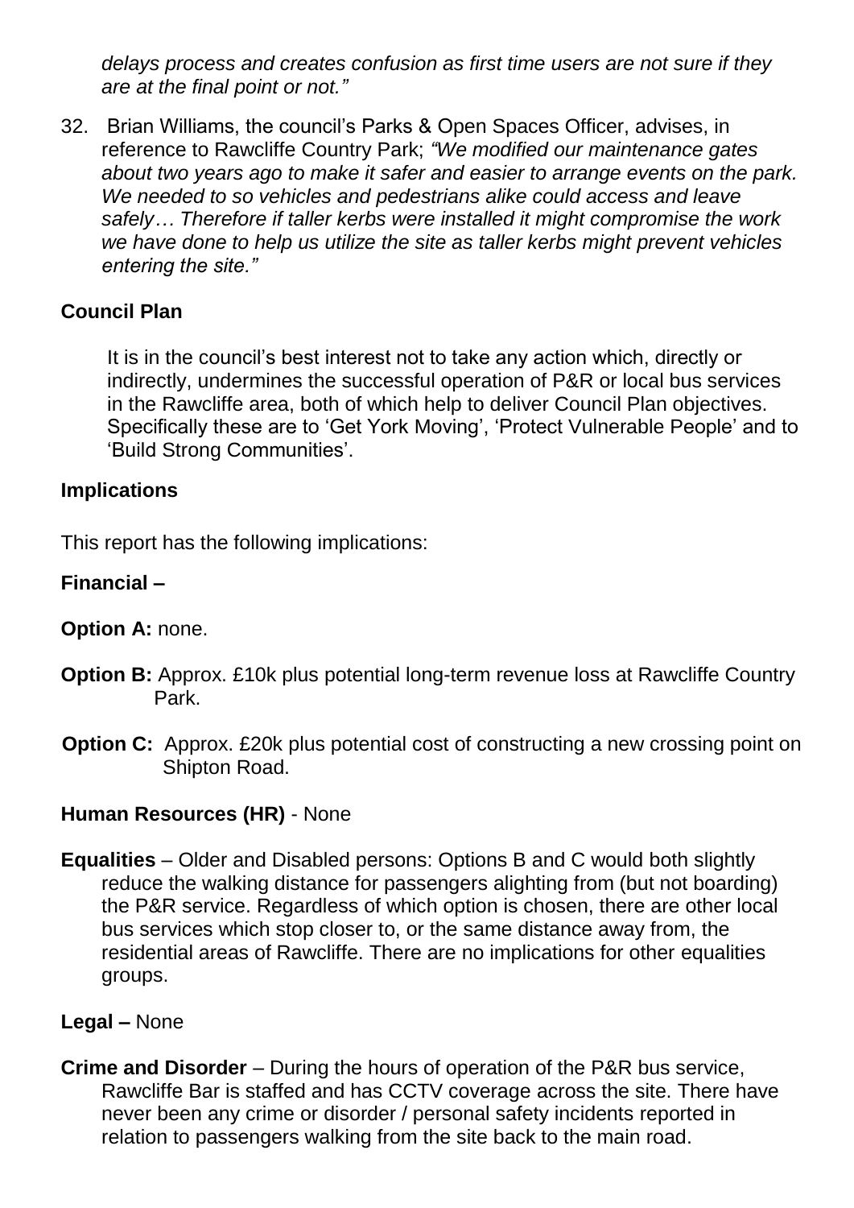*delays process and creates confusion as first time users are not sure if they are at the final point or not."*

32. Brian Williams, the council's Parks & Open Spaces Officer, advises, in reference to Rawcliffe Country Park; *"We modified our maintenance gates about two years ago to make it safer and easier to arrange events on the park. We needed to so vehicles and pedestrians alike could access and leave safely… Therefore if taller kerbs were installed it might compromise the work we have done to help us utilize the site as taller kerbs might prevent vehicles entering the site."*

**Council Plan**

It is in the council's best interest not to take any action which, directly or indirectly, undermines the successful operation of P&R or local bus services in the Rawcliffe area, both of which help to deliver Council Plan objectives. Specifically these are to 'Get York Moving', 'Protect Vulnerable People' and to 'Build Strong Communities'.

**Implications**

This report has the following implications:

**Financial –**

**Option A:** none.

**Option B:** Approx. £10k plus potential long-term revenue loss at Rawcliffe Country Park.

**Option C:** Approx. £20k plus potential cost of constructing a new crossing point on Shipton Road.

**Human Resources (HR)** - None

**Equalities** – Older and Disabled persons: Options B and C would both slightly reduce the walking distance for passengers alighting from (but not boarding) the P&R service. Regardless of which option is chosen, there are other local bus services which stop closer to, or the same distance away from, the residential areas of Rawcliffe. There are no implications for other equalities groups.

**Legal –** None

**Crime and Disorder** – During the hours of operation of the P&R bus service, Rawcliffe Bar is staffed and has CCTV coverage across the site. There have never been any crime or disorder / personal safety incidents reported in relation to passengers walking from the site back to the main road.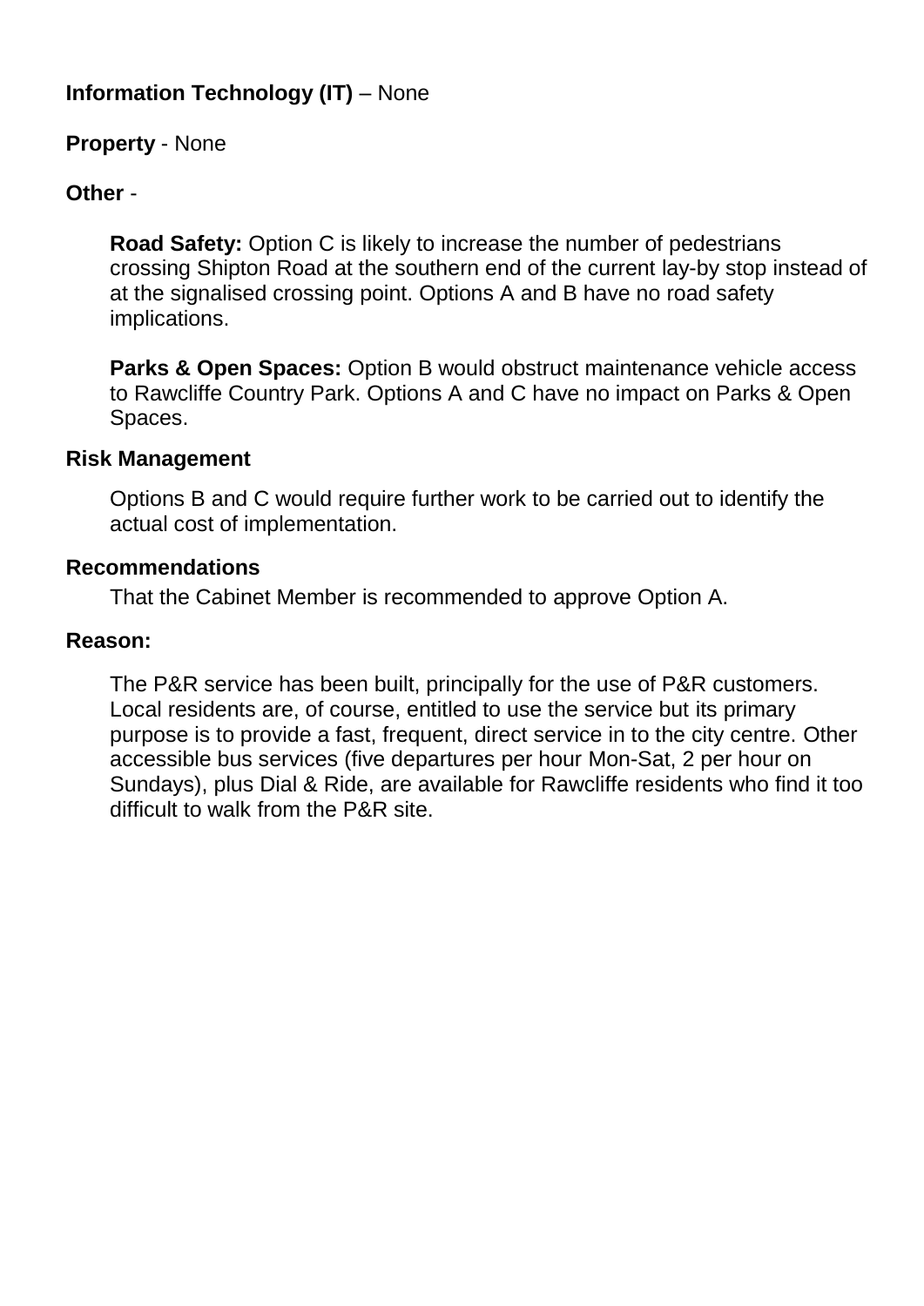**Information Technology (IT)** – None

**Property** - None

**Other** -

**Road Safety:** Option C is likely to increase the number of pedestrians crossing Shipton Road at the southern end of the current lay-by stop instead of at the signalised crossing point. Options A and B have no road safety implications.

**Parks & Open Spaces:** Option B would obstruct maintenance vehicle access to Rawcliffe Country Park. Options A and C have no impact on Parks & Open Spaces.

**Risk Management**

Options B and C would require further work to be carried out to identify the actual cost of implementation.

**Recommendations**

That the Cabinet Member is recommended to approve Option A.

**Reason:**

The P&R service has been built, principally for the use of P&R customers. Local residents are, of course, entitled to use the service but its primary purpose is to provide a fast, frequent, direct service in to the city centre. Other accessible bus services (five departures per hour Mon-Sat, 2 per hour on Sundays), plus Dial & Ride, are available for Rawcliffe residents who find it too difficult to walk from the P&R site.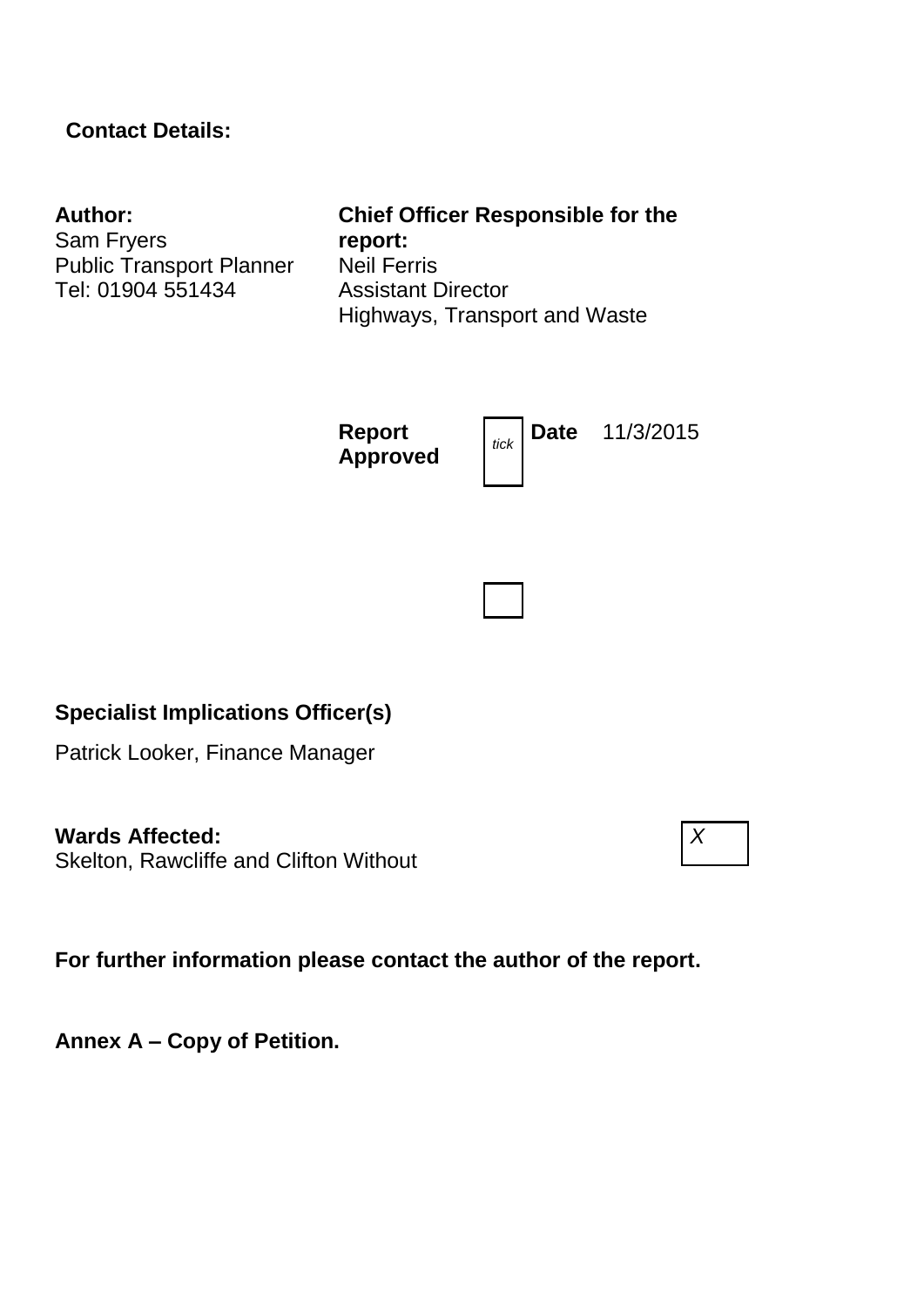**Contact Details:**

**Author:**
Sam Fryers
Public Transport Planner
Tel: 01904 551434

**Chief Officer Responsible for the report:**
Neil Ferris
Assistant Director
Highways, Transport and Waste

| | | | |
|---|---|---|---|
| **Report Approved** | *tick* | **Date** | 11/3/2015 |

**Specialist Implications Officer(s)**

Patrick Looker, Finance Manager

**Wards Affected:**
Skelton, Rawcliffe and Clifton Without

*X*

**For further information please contact the author of the report.**

**Annex A – Copy of Petition.**